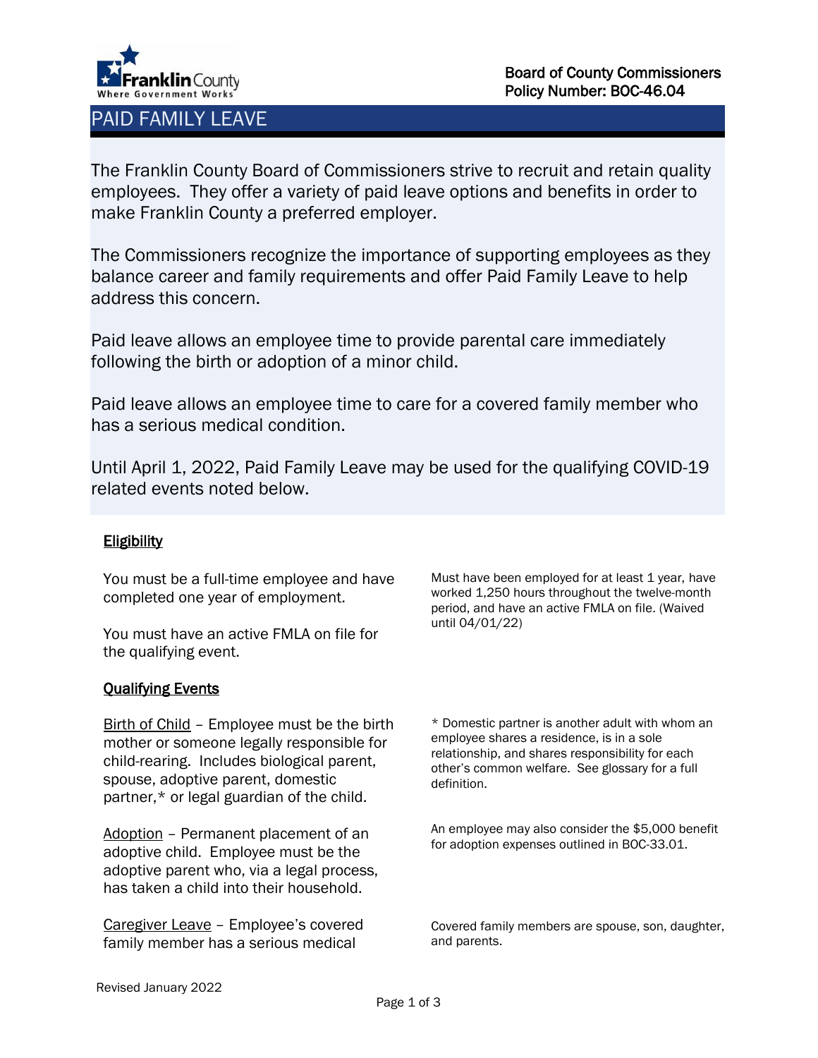Board of County Commissioners
Policy Number: BOC-46.04

# PAID FAMILY LEAVE

The Franklin County Board of Commissioners strive to recruit and retain quality employees. They offer a variety of paid leave options and benefits in order to make Franklin County a preferred employer.

The Commissioners recognize the importance of supporting employees as they balance career and family requirements and offer Paid Family Leave to help address this concern.

Paid leave allows an employee time to provide parental care immediately following the birth or adoption of a minor child.

Paid leave allows an employee time to care for a covered family member who has a serious medical condition.

Until April 1, 2022, Paid Family Leave may be used for the qualifying COVID-19 related events noted below.

## Eligibility

You must be a full-time employee and have completed one year of employment.

You must have an active FMLA on file for the qualifying event.

Must have been employed for at least 1 year, have worked 1,250 hours throughout the twelve-month period, and have an active FMLA on file. (Waived until 04/01/22)

## Qualifying Events

Birth of Child – Employee must be the birth mother or someone legally responsible for child-rearing. Includes biological parent, spouse, adoptive parent, domestic partner,* or legal guardian of the child.

* Domestic partner is another adult with whom an employee shares a residence, is in a sole relationship, and shares responsibility for each other's common welfare. See glossary for a full definition.

Adoption – Permanent placement of an adoptive child. Employee must be the adoptive parent who, via a legal process, has taken a child into their household.

An employee may also consider the $5,000 benefit for adoption expenses outlined in BOC-33.01.

Caregiver Leave – Employee's covered family member has a serious medical

Covered family members are spouse, son, daughter, and parents.

Revised January 2022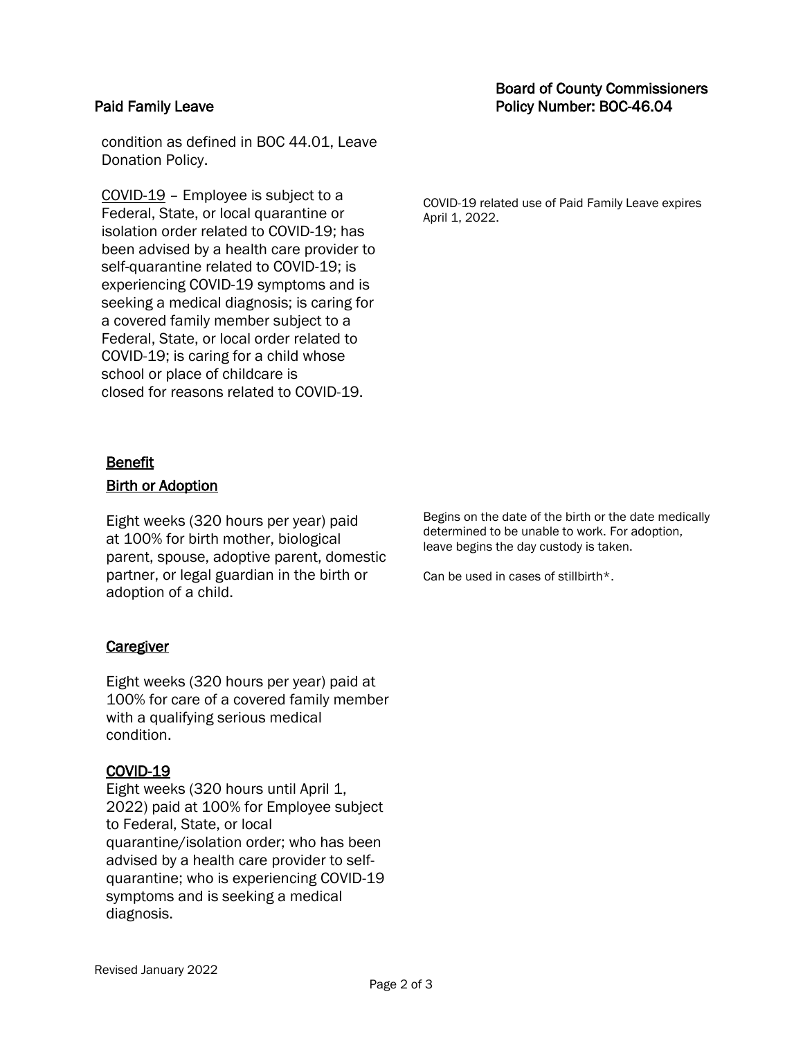condition as defined in BOC 44.01, Leave Donation Policy.

COVID-19 – Employee is subject to a Federal, State, or local quarantine or isolation order related to COVID-19; has been advised by a health care provider to self-quarantine related to COVID-19; is experiencing COVID-19 symptoms and is seeking a medical diagnosis; is caring for a covered family member subject to a Federal, State, or local order related to COVID-19; is caring for a child whose school or place of childcare is closed for reasons related to COVID-19.

COVID-19 related use of Paid Family Leave expires April 1, 2022.

## Benefit

### Birth or Adoption

Eight weeks (320 hours per year) paid at 100% for birth mother, biological parent, spouse, adoptive parent, domestic partner, or legal guardian in the birth or adoption of a child.

Begins on the date of the birth or the date medically determined to be unable to work. For adoption, leave begins the day custody is taken.

Can be used in cases of stillbirth*.

### Caregiver

Eight weeks (320 hours per year) paid at 100% for care of a covered family member with a qualifying serious medical condition.

### COVID-19

Eight weeks (320 hours until April 1, 2022) paid at 100% for Employee subject to Federal, State, or local quarantine/isolation order; who has been advised by a health care provider to self-quarantine; who is experiencing COVID-19 symptoms and is seeking a medical diagnosis.

Revised January 2022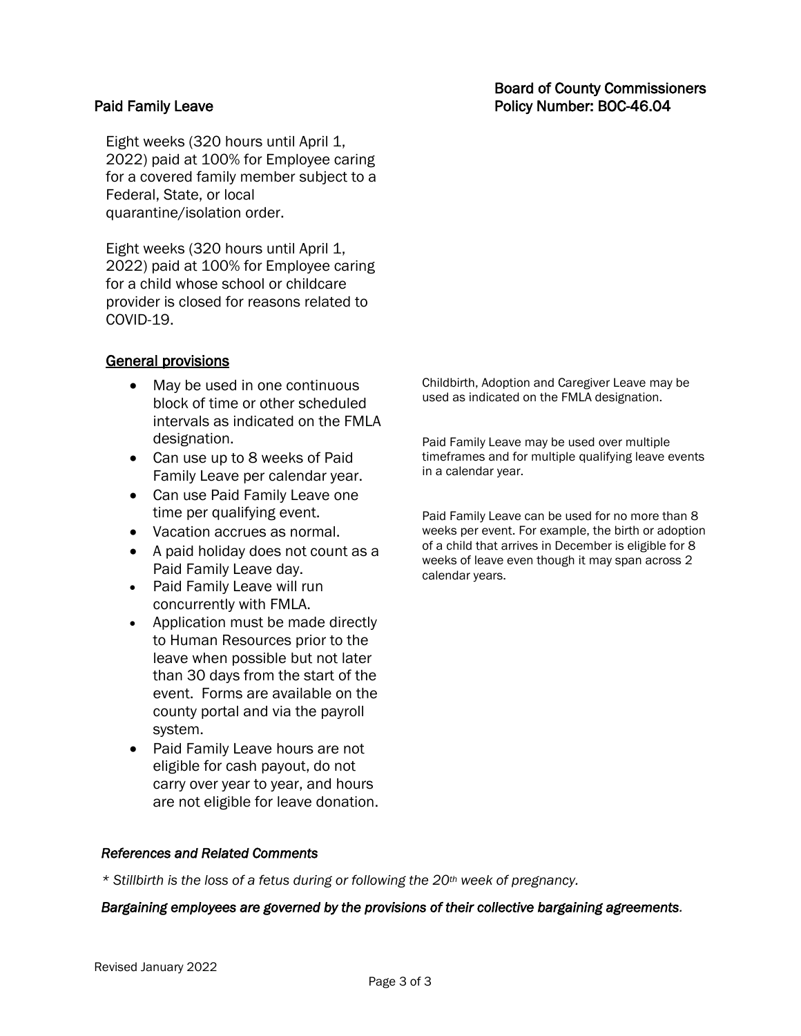## Paid Family Leave

Board of County Commissioners
Policy Number: BOC-46.04

Eight weeks (320 hours until April 1, 2022) paid at 100% for Employee caring for a covered family member subject to a Federal, State, or local quarantine/isolation order.

Eight weeks (320 hours until April 1, 2022) paid at 100% for Employee caring for a child whose school or childcare provider is closed for reasons related to COVID-19.

### General provisions

- May be used in one continuous block of time or other scheduled intervals as indicated on the FMLA designation.
- Can use up to 8 weeks of Paid Family Leave per calendar year.
- Can use Paid Family Leave one time per qualifying event.
- Vacation accrues as normal.
- A paid holiday does not count as a Paid Family Leave day.
- Paid Family Leave will run concurrently with FMLA.
- Application must be made directly to Human Resources prior to the leave when possible but not later than 30 days from the start of the event. Forms are available on the county portal and via the payroll system.
- Paid Family Leave hours are not eligible for cash payout, do not carry over year to year, and hours are not eligible for leave donation.

Childbirth, Adoption and Caregiver Leave may be used as indicated on the FMLA designation.

Paid Family Leave may be used over multiple timeframes and for multiple qualifying leave events in a calendar year.

Paid Family Leave can be used for no more than 8 weeks per event. For example, the birth or adoption of a child that arrives in December is eligible for 8 weeks of leave even though it may span across 2 calendar years.

### *References and Related Comments*

*\* Stillbirth is the loss of a fetus during or following the 20th week of pregnancy.*

*Bargaining employees are governed by the provisions of their collective bargaining agreements.*

Revised January 2022